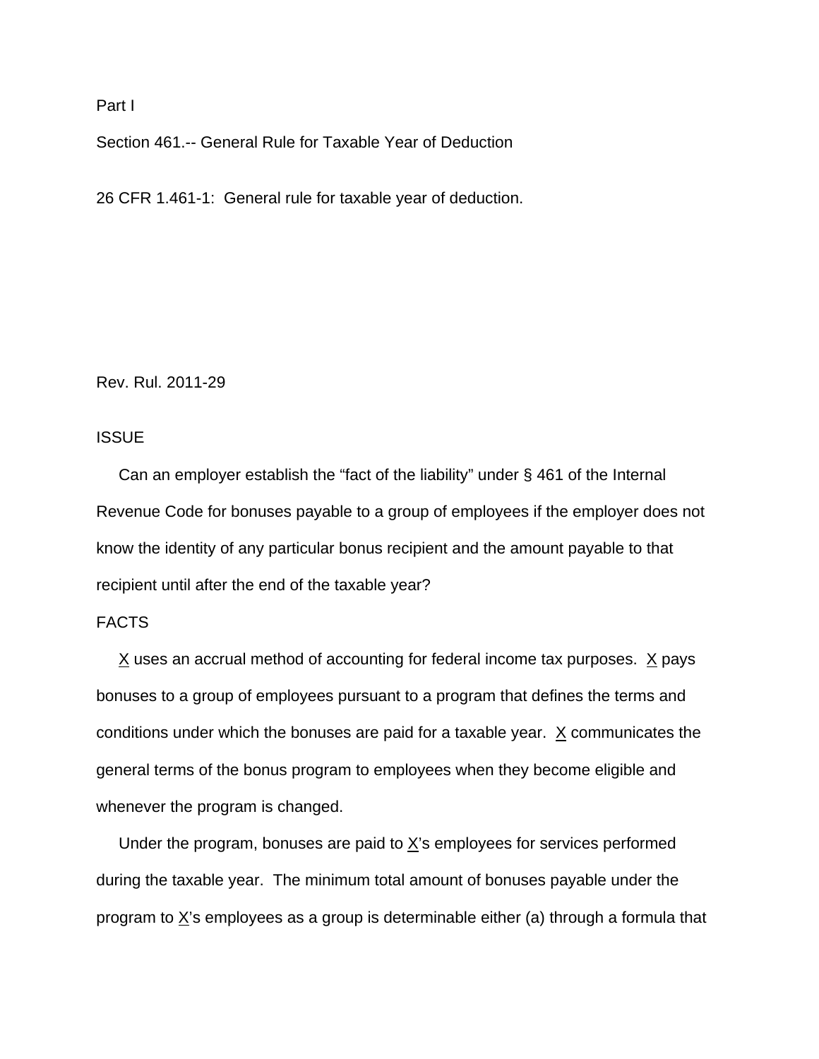Part I

Section 461.-- General Rule for Taxable Year of Deduction

26 CFR 1.461-1: General rule for taxable year of deduction.

Rev. Rul. 2011-29

ISSUE

Can an employer establish the “fact of the liability” under § 461 of the Internal Revenue Code for bonuses payable to a group of employees if the employer does not know the identity of any particular bonus recipient and the amount payable to that recipient until after the end of the taxable year?

FACTS

X uses an accrual method of accounting for federal income tax purposes. X pays bonuses to a group of employees pursuant to a program that defines the terms and conditions under which the bonuses are paid for a taxable year. X communicates the general terms of the bonus program to employees when they become eligible and whenever the program is changed.

Under the program, bonuses are paid to X’s employees for services performed during the taxable year. The minimum total amount of bonuses payable under the program to X’s employees as a group is determinable either (a) through a formula that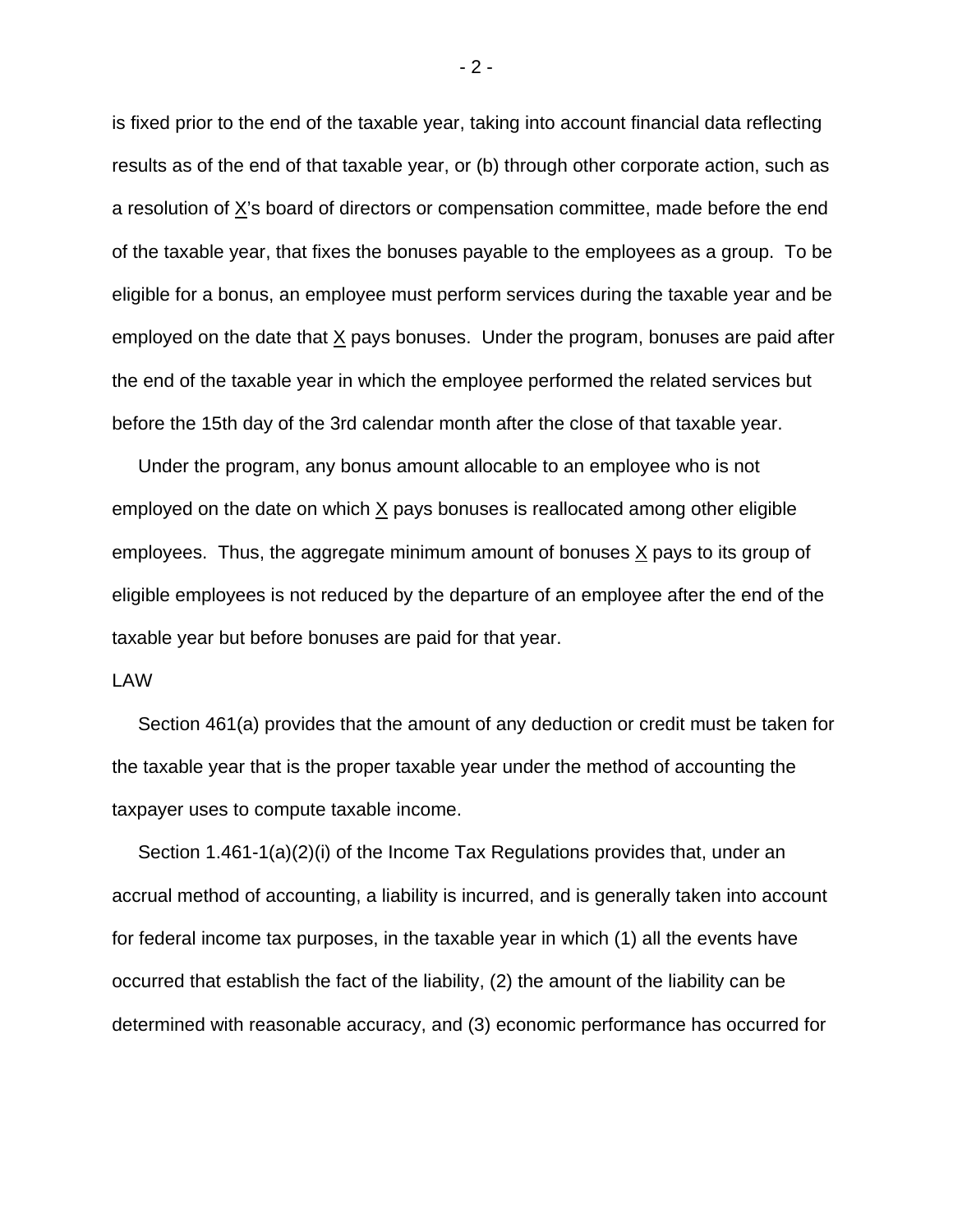is fixed prior to the end of the taxable year, taking into account financial data reflecting results as of the end of that taxable year, or (b) through other corporate action, such as a resolution of X's board of directors or compensation committee, made before the end of the taxable year, that fixes the bonuses payable to the employees as a group. To be eligible for a bonus, an employee must perform services during the taxable year and be employed on the date that X pays bonuses. Under the program, bonuses are paid after the end of the taxable year in which the employee performed the related services but before the 15th day of the 3rd calendar month after the close of that taxable year.

Under the program, any bonus amount allocable to an employee who is not employed on the date on which X pays bonuses is reallocated among other eligible employees. Thus, the aggregate minimum amount of bonuses X pays to its group of eligible employees is not reduced by the departure of an employee after the end of the taxable year but before bonuses are paid for that year.

LAW

Section 461(a) provides that the amount of any deduction or credit must be taken for the taxable year that is the proper taxable year under the method of accounting the taxpayer uses to compute taxable income.

Section 1.461-1(a)(2)(i) of the Income Tax Regulations provides that, under an accrual method of accounting, a liability is incurred, and is generally taken into account for federal income tax purposes, in the taxable year in which (1) all the events have occurred that establish the fact of the liability, (2) the amount of the liability can be determined with reasonable accuracy, and (3) economic performance has occurred for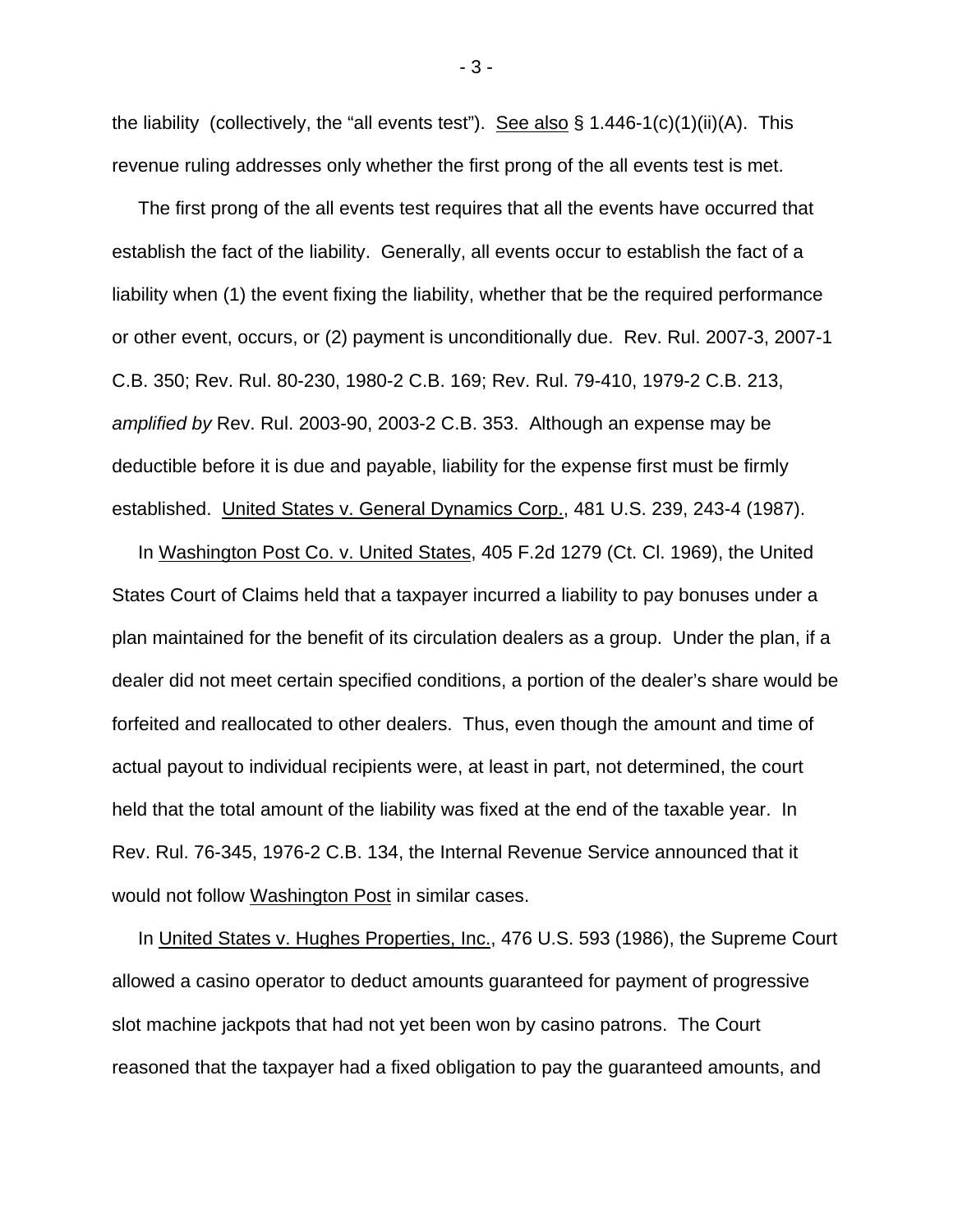the liability (collectively, the "all events test"). See also § 1.446-1(c)(1)(ii)(A). This revenue ruling addresses only whether the first prong of the all events test is met.

The first prong of the all events test requires that all the events have occurred that establish the fact of the liability. Generally, all events occur to establish the fact of a liability when (1) the event fixing the liability, whether that be the required performance or other event, occurs, or (2) payment is unconditionally due. Rev. Rul. 2007-3, 2007-1 C.B. 350; Rev. Rul. 80-230, 1980-2 C.B. 169; Rev. Rul. 79-410, 1979-2 C.B. 213, *amplified by* Rev. Rul. 2003-90, 2003-2 C.B. 353. Although an expense may be deductible before it is due and payable, liability for the expense first must be firmly established. United States v. General Dynamics Corp., 481 U.S. 239, 243-4 (1987).

In Washington Post Co. v. United States, 405 F.2d 1279 (Ct. Cl. 1969), the United States Court of Claims held that a taxpayer incurred a liability to pay bonuses under a plan maintained for the benefit of its circulation dealers as a group. Under the plan, if a dealer did not meet certain specified conditions, a portion of the dealer's share would be forfeited and reallocated to other dealers. Thus, even though the amount and time of actual payout to individual recipients were, at least in part, not determined, the court held that the total amount of the liability was fixed at the end of the taxable year. In Rev. Rul. 76-345, 1976-2 C.B. 134, the Internal Revenue Service announced that it would not follow Washington Post in similar cases.

In United States v. Hughes Properties, Inc., 476 U.S. 593 (1986), the Supreme Court allowed a casino operator to deduct amounts guaranteed for payment of progressive slot machine jackpots that had not yet been won by casino patrons. The Court reasoned that the taxpayer had a fixed obligation to pay the guaranteed amounts, and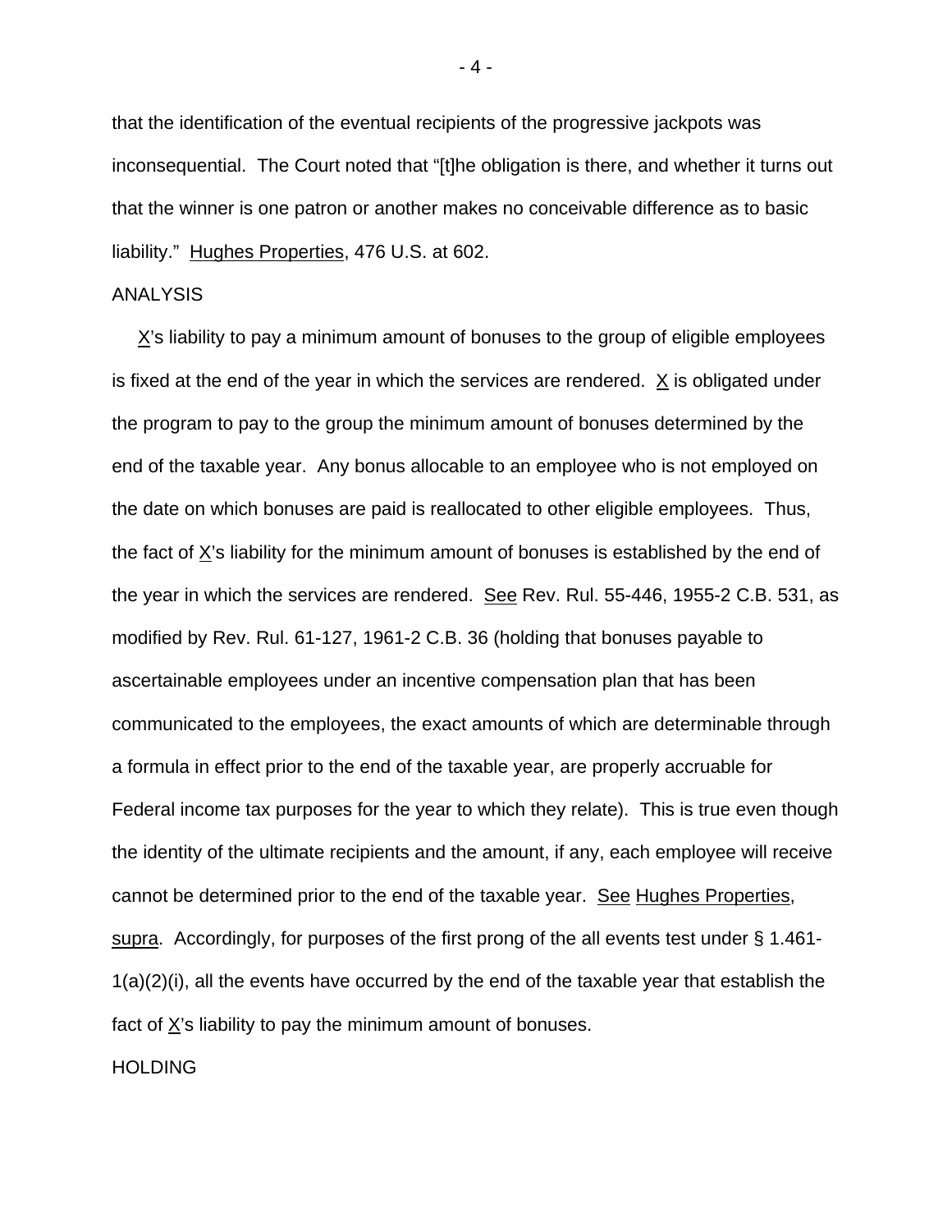that the identification of the eventual recipients of the progressive jackpots was inconsequential. The Court noted that "[t]he obligation is there, and whether it turns out that the winner is one patron or another makes no conceivable difference as to basic liability." Hughes Properties, 476 U.S. at 602.

## ANALYSIS

X's liability to pay a minimum amount of bonuses to the group of eligible employees is fixed at the end of the year in which the services are rendered. X is obligated under the program to pay to the group the minimum amount of bonuses determined by the end of the taxable year. Any bonus allocable to an employee who is not employed on the date on which bonuses are paid is reallocated to other eligible employees. Thus, the fact of X's liability for the minimum amount of bonuses is established by the end of the year in which the services are rendered. See Rev. Rul. 55-446, 1955-2 C.B. 531, as modified by Rev. Rul. 61-127, 1961-2 C.B. 36 (holding that bonuses payable to ascertainable employees under an incentive compensation plan that has been communicated to the employees, the exact amounts of which are determinable through a formula in effect prior to the end of the taxable year, are properly accruable for Federal income tax purposes for the year to which they relate). This is true even though the identity of the ultimate recipients and the amount, if any, each employee will receive cannot be determined prior to the end of the taxable year. See Hughes Properties, supra. Accordingly, for purposes of the first prong of the all events test under § 1.461-1(a)(2)(i), all the events have occurred by the end of the taxable year that establish the fact of X's liability to pay the minimum amount of bonuses.

## HOLDING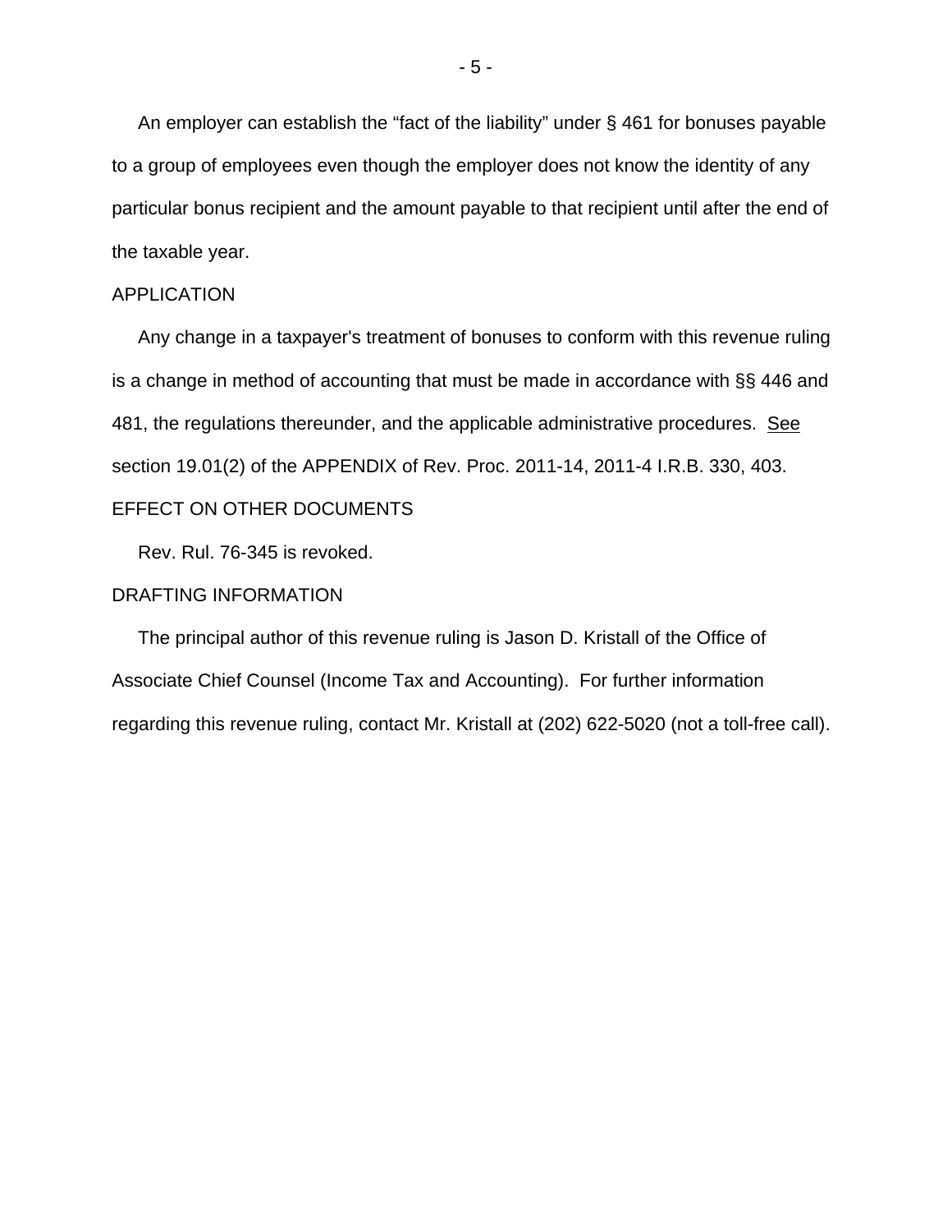An employer can establish the "fact of the liability" under § 461 for bonuses payable to a group of employees even though the employer does not know the identity of any particular bonus recipient and the amount payable to that recipient until after the end of the taxable year.

## APPLICATION

Any change in a taxpayer's treatment of bonuses to conform with this revenue ruling is a change in method of accounting that must be made in accordance with §§ 446 and 481, the regulations thereunder, and the applicable administrative procedures. See section 19.01(2) of the APPENDIX of Rev. Proc. 2011-14, 2011-4 I.R.B. 330, 403.

## EFFECT ON OTHER DOCUMENTS

Rev. Rul. 76-345 is revoked.

## DRAFTING INFORMATION

The principal author of this revenue ruling is Jason D. Kristall of the Office of Associate Chief Counsel (Income Tax and Accounting). For further information regarding this revenue ruling, contact Mr. Kristall at (202) 622-5020 (not a toll-free call).